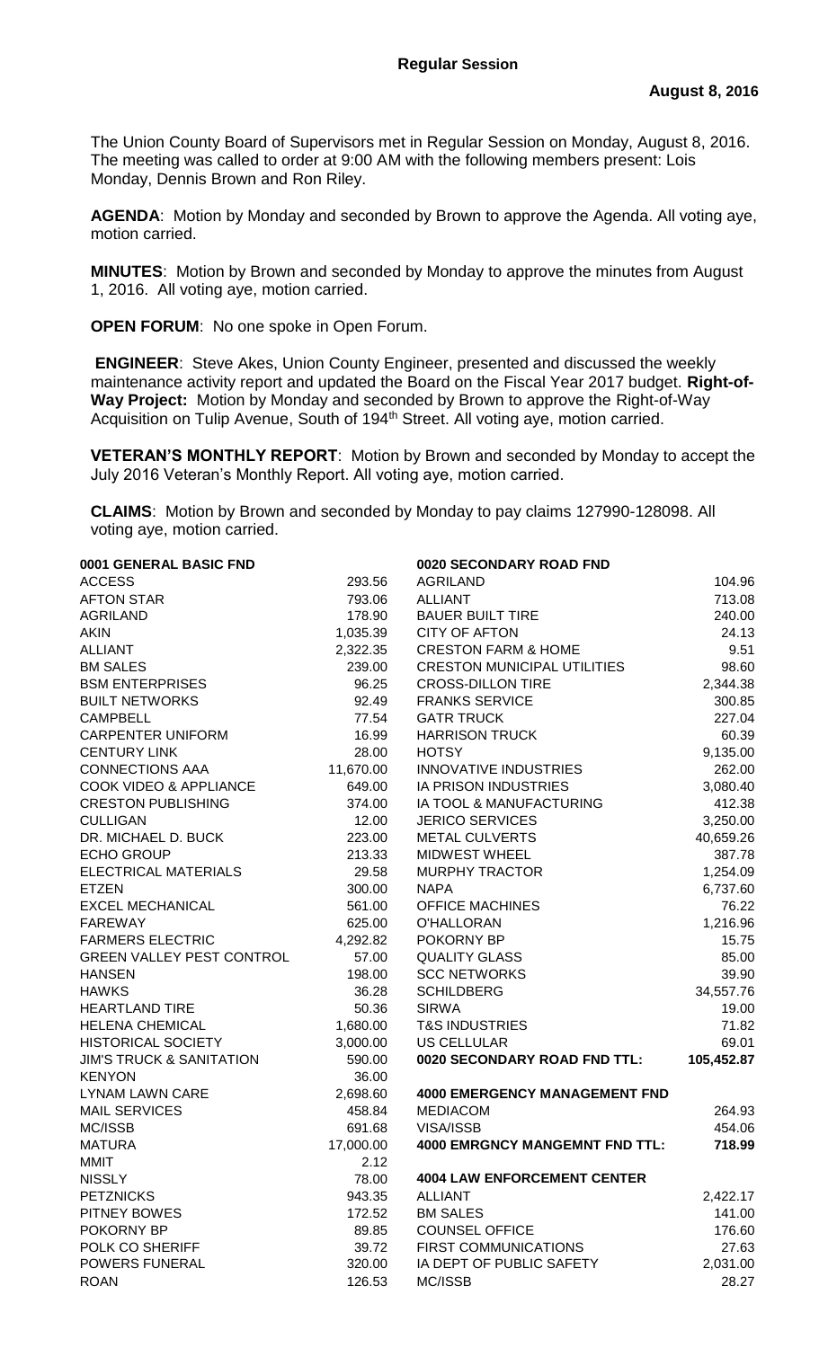**Regular Session**

**August 8, 2016**

The Union County Board of Supervisors met in Regular Session on Monday, August 8, 2016. The meeting was called to order at 9:00 AM with the following members present: Lois Monday, Dennis Brown and Ron Riley.

**AGENDA**: Motion by Monday and seconded by Brown to approve the Agenda. All voting aye, motion carried.

**MINUTES**: Motion by Brown and seconded by Monday to approve the minutes from August 1, 2016. All voting aye, motion carried.

**OPEN FORUM**: No one spoke in Open Forum.

**ENGINEER**: Steve Akes, Union County Engineer, presented and discussed the weekly maintenance activity report and updated the Board on the Fiscal Year 2017 budget. **Right-of-Way Project:** Motion by Monday and seconded by Brown to approve the Right-of-Way Acquisition on Tulip Avenue, South of 194th Street. All voting aye, motion carried.

**VETERAN'S MONTHLY REPORT**: Motion by Brown and seconded by Monday to accept the July 2016 Veteran's Monthly Report. All voting aye, motion carried.

**CLAIMS**: Motion by Brown and seconded by Monday to pay claims 127990-128098. All voting aye, motion carried.

| **0001 GENERAL BASIC FND** | |
|---|---|
| ACCESS | 293.56 |
| AFTON STAR | 793.06 |
| AGRILAND | 178.90 |
| AKIN | 1,035.39 |
| ALLIANT | 2,322.35 |
| BM SALES | 239.00 |
| BSM ENTERPRISES | 96.25 |
| BUILT NETWORKS | 92.49 |
| CAMPBELL | 77.54 |
| CARPENTER UNIFORM | 16.99 |
| CENTURY LINK | 28.00 |
| CONNECTIONS AAA | 11,670.00 |
| COOK VIDEO & APPLIANCE | 649.00 |
| CRESTON PUBLISHING | 374.00 |
| CULLIGAN | 12.00 |
| DR. MICHAEL D. BUCK | 223.00 |
| ECHO GROUP | 213.33 |
| ELECTRICAL MATERIALS | 29.58 |
| ETZEN | 300.00 |
| EXCEL MECHANICAL | 561.00 |
| FAREWAY | 625.00 |
| FARMERS ELECTRIC | 4,292.82 |
| GREEN VALLEY PEST CONTROL | 57.00 |
| HANSEN | 198.00 |
| HAWKS | 36.28 |
| HEARTLAND TIRE | 50.36 |
| HELENA CHEMICAL | 1,680.00 |
| HISTORICAL SOCIETY | 3,000.00 |
| JIM'S TRUCK & SANITATION | 590.00 |
| KENYON | 36.00 |
| LYNAM LAWN CARE | 2,698.60 |
| MAIL SERVICES | 458.84 |
| MC/ISSB | 691.68 |
| MATURA | 17,000.00 |
| MMIT | 2.12 |
| NISSLY | 78.00 |
| PETZNICKS | 943.35 |
| PITNEY BOWES | 172.52 |
| POKORNY BP | 89.85 |
| POLK CO SHERIFF | 39.72 |
| POWERS FUNERAL | 320.00 |
| ROAN | 126.53 |

| **0020 SECONDARY ROAD FND** | |
|---|---|
| AGRILAND | 104.96 |
| ALLIANT | 713.08 |
| BAUER BUILT TIRE | 240.00 |
| CITY OF AFTON | 24.13 |
| CRESTON FARM & HOME | 9.51 |
| CRESTON MUNICIPAL UTILITIES | 98.60 |
| CROSS-DILLON TIRE | 2,344.38 |
| FRANKS SERVICE | 300.85 |
| GATR TRUCK | 227.04 |
| HARRISON TRUCK | 60.39 |
| HOTSY | 9,135.00 |
| INNOVATIVE INDUSTRIES | 262.00 |
| IA PRISON INDUSTRIES | 3,080.40 |
| IA TOOL & MANUFACTURING | 412.38 |
| JERICO SERVICES | 3,250.00 |
| METAL CULVERTS | 40,659.26 |
| MIDWEST WHEEL | 387.78 |
| MURPHY TRACTOR | 1,254.09 |
| NAPA | 6,737.60 |
| OFFICE MACHINES | 76.22 |
| O'HALLORAN | 1,216.96 |
| POKORNY BP | 15.75 |
| QUALITY GLASS | 85.00 |
| SCC NETWORKS | 39.90 |
| SCHILDBERG | 34,557.76 |
| SIRWA | 19.00 |
| T&S INDUSTRIES | 71.82 |
| US CELLULAR | 69.01 |
| **0020 SECONDARY ROAD FND TTL:** | **105,452.87** |

| **4000 EMERGENCY MANAGEMENT FND** | |
|---|---|
| MEDIACOM | 264.93 |
| VISA/ISSB | 454.06 |
| **4000 EMRGNCY MANGEMNT FND TTL:** | **718.99** |

| **4004 LAW ENFORCEMENT CENTER** | |
|---|---|
| ALLIANT | 2,422.17 |
| BM SALES | 141.00 |
| COUNSEL OFFICE | 176.60 |
| FIRST COMMUNICATIONS | 27.63 |
| IA DEPT OF PUBLIC SAFETY | 2,031.00 |
| MC/ISSB | 28.27 |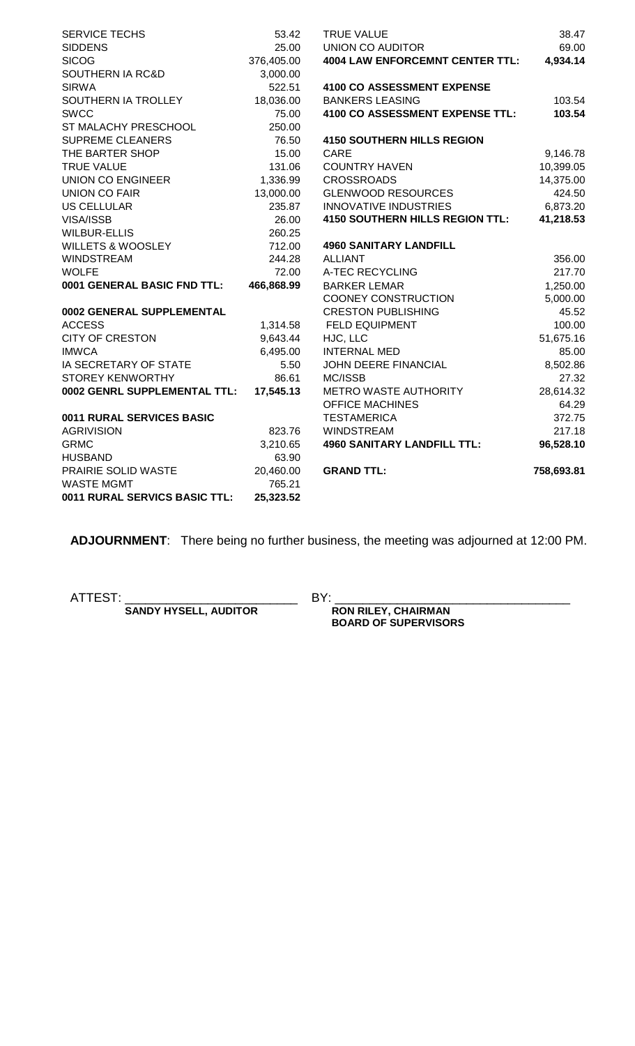| | |
|---|---|
| SERVICE TECHS | 53.42 |
| SIDDENS | 25.00 |
| SICOG | 376,405.00 |
| SOUTHERN IA RC&D | 3,000.00 |
| SIRWA | 522.51 |
| SOUTHERN IA TROLLEY | 18,036.00 |
| SWCC | 75.00 |
| ST MALACHY PRESCHOOL | 250.00 |
| SUPREME CLEANERS | 76.50 |
| THE BARTER SHOP | 15.00 |
| TRUE VALUE | 131.06 |
| UNION CO ENGINEER | 1,336.99 |
| UNION CO FAIR | 13,000.00 |
| US CELLULAR | 235.87 |
| VISA/ISSB | 26.00 |
| WILBUR-ELLIS | 260.25 |
| WILLETS & WOOSLEY | 712.00 |
| WINDSTREAM | 244.28 |
| WOLFE | 72.00 |
| **0001 GENERAL BASIC FND TTL:** | **466,868.99** |
| | |
| **0002 GENERAL SUPPLEMENTAL** | |
| ACCESS | 1,314.58 |
| CITY OF CRESTON | 9,643.44 |
| IMWCA | 6,495.00 |
| IA SECRETARY OF STATE | 5.50 |
| STOREY KENWORTHY | 86.61 |
| **0002 GENRL SUPPLEMENTAL TTL:** | **17,545.13** |
| | |
| **0011 RURAL SERVICES BASIC** | |
| AGRIVISION | 823.76 |
| GRMC | 3,210.65 |
| HUSBAND | 63.90 |
| PRAIRIE SOLID WASTE | 20,460.00 |
| WASTE MGMT | 765.21 |
| **0011 RURAL SERVICS BASIC TTL:** | **25,323.52** |
| TRUE VALUE | 38.47 |
| UNION CO AUDITOR | 69.00 |
| **4004 LAW ENFORCEMNT CENTER TTL:** | **4,934.14** |
| | |
| **4100 CO ASSESSMENT EXPENSE** | |
| BANKERS LEASING | 103.54 |
| **4100 CO ASSESSMENT EXPENSE TTL:** | **103.54** |
| | |
| **4150 SOUTHERN HILLS REGION** | |
| CARE | 9,146.78 |
| COUNTRY HAVEN | 10,399.05 |
| CROSSROADS | 14,375.00 |
| GLENWOOD RESOURCES | 424.50 |
| INNOVATIVE INDUSTRIES | 6,873.20 |
| **4150 SOUTHERN HILLS REGION TTL:** | **41,218.53** |
| | |
| **4960 SANITARY LANDFILL** | |
| ALLIANT | 356.00 |
| A-TEC RECYCLING | 217.70 |
| BARKER LEMAR | 1,250.00 |
| COONEY CONSTRUCTION | 5,000.00 |
| CRESTON PUBLISHING | 45.52 |
| FELD EQUIPMENT | 100.00 |
| HJC, LLC | 51,675.16 |
| INTERNAL MED | 85.00 |
| JOHN DEERE FINANCIAL | 8,502.86 |
| MC/ISSB | 27.32 |
| METRO WASTE AUTHORITY | 28,614.32 |
| OFFICE MACHINES | 64.29 |
| TESTAMERICA | 372.75 |
| WINDSTREAM | 217.18 |
| **4960 SANITARY LANDFILL TTL:** | **96,528.10** |
| | |
| **GRAND TTL:** | **758,693.81** |

**ADJOURNMENT**: There being no further business, the meeting was adjourned at 12:00 PM.

ATTEST: ________________________ BY: ________________________________

**SANDY HYSELL, AUDITOR**

**RON RILEY, CHAIRMAN**
**BOARD OF SUPERVISORS**